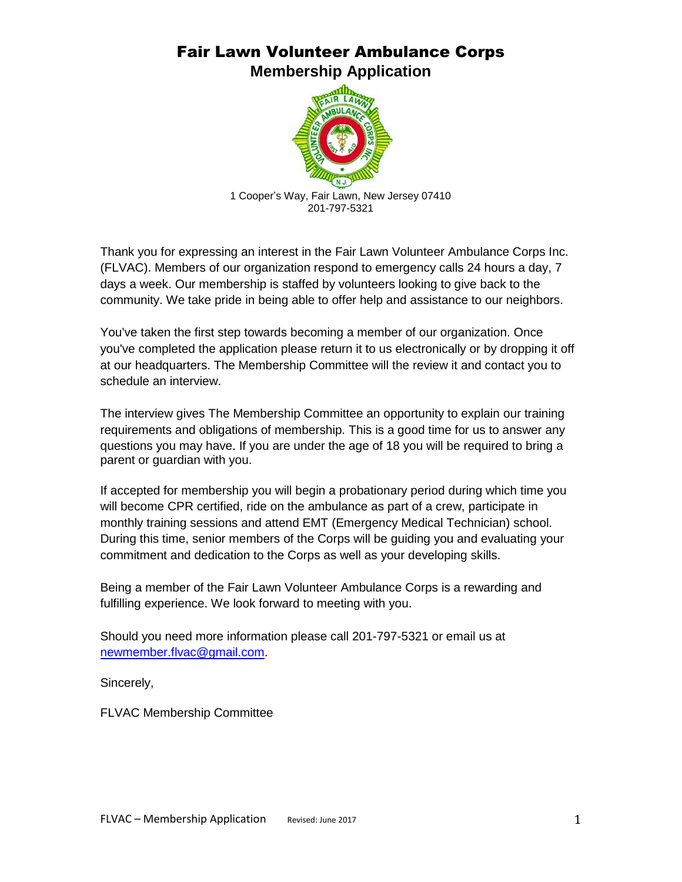# Fair Lawn Volunteer Ambulance Corps

## Membership Application

1 Cooper's Way, Fair Lawn, New Jersey 07410
201-797-5321

Thank you for expressing an interest in the Fair Lawn Volunteer Ambulance Corps Inc. (FLVAC). Members of our organization respond to emergency calls 24 hours a day, 7 days a week. Our membership is staffed by volunteers looking to give back to the community. We take pride in being able to offer help and assistance to our neighbors.

You've taken the first step towards becoming a member of our organization. Once you've completed the application please return it to us electronically or by dropping it off at our headquarters. The Membership Committee will the review it and contact you to schedule an interview.

The interview gives The Membership Committee an opportunity to explain our training requirements and obligations of membership. This is a good time for us to answer any questions you may have. If you are under the age of 18 you will be required to bring a parent or guardian with you.

If accepted for membership you will begin a probationary period during which time you will become CPR certified, ride on the ambulance as part of a crew, participate in monthly training sessions and attend EMT (Emergency Medical Technician) school. During this time, senior members of the Corps will be guiding you and evaluating your commitment and dedication to the Corps as well as your developing skills.

Being a member of the Fair Lawn Volunteer Ambulance Corps is a rewarding and fulfilling experience. We look forward to meeting with you.

Should you need more information please call 201-797-5321 or email us at newmember.flvac@gmail.com.

Sincerely,

FLVAC Membership Committee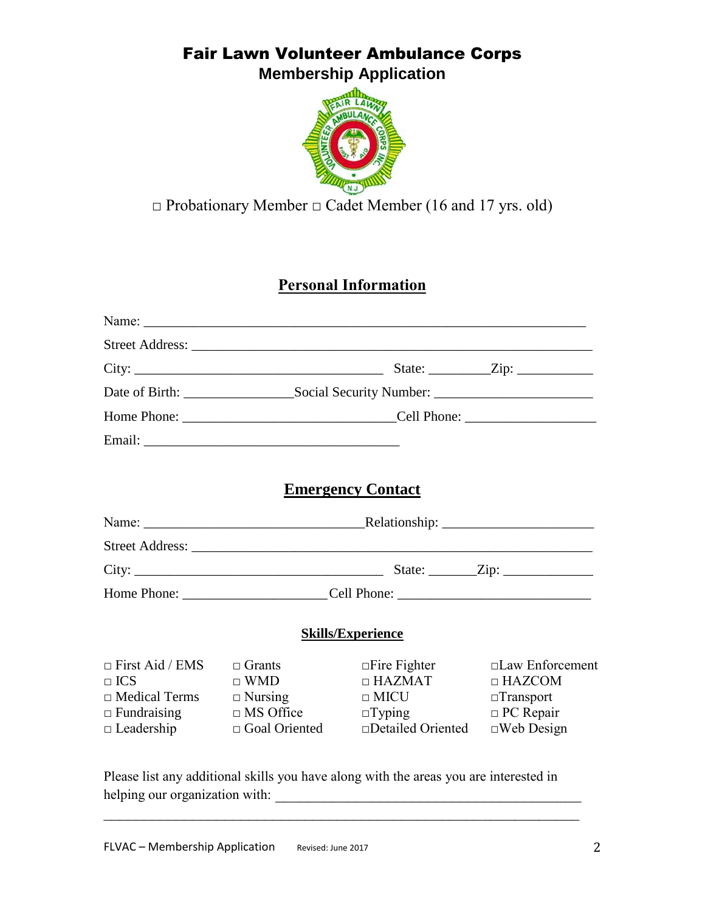# Fair Lawn Volunteer Ambulance Corps

## Membership Application

□ Probationary Member □ Cadet Member (16 and 17 yrs. old)

## Personal Information

Name: ___________________________________________________________________

Street Address: ___________________________________________________________

City: ____________________________________ State: _________Zip: ___________

Date of Birth: ________________Social Security Number: _______________________

Home Phone: _______________________________Cell Phone: ___________________

Email: ______________________________________

## Emergency Contact

Name: ________________________________Relationship: ______________________

Street Address: ___________________________________________________________

City: ____________________________________ State: _______Zip: _____________

Home Phone: _____________________ Cell Phone: ____________________________

### Skills/Experience

| | | | |
|---|---|---|---|
| □ First Aid / EMS | □ Grants | □Fire Fighter | □Law Enforcement |
| □ ICS | □ WMD | □ HAZMAT | □ HAZCOM |
| □ Medical Terms | □ Nursing | □ MICU | □Transport |
| □ Fundraising | □ MS Office | □Typing | □ PC Repair |
| □ Leadership | □ Goal Oriented | □Detailed Oriented | □Web Design |

Please list any additional skills you have along with the areas you are interested in helping our organization with: _____________________________________________

_______________________________________________________________________

FLVAC – Membership Application Revised: June 2017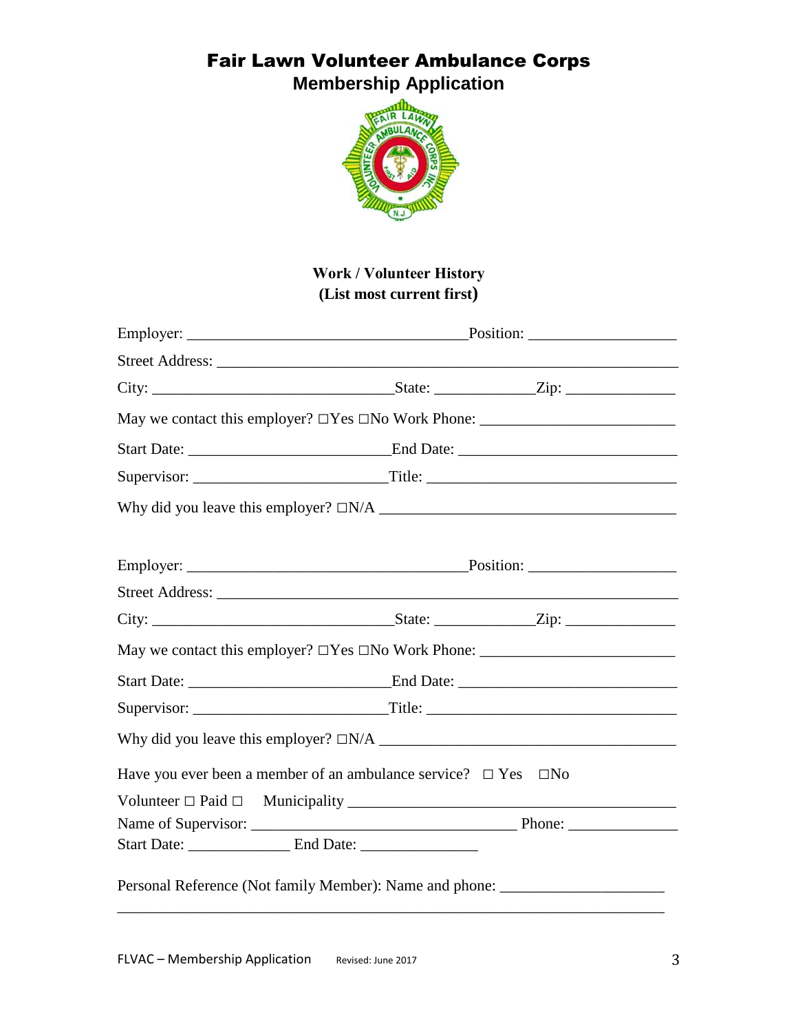# Fair Lawn Volunteer Ambulance Corps

## Membership Application

**Work / Volunteer History**
**(List most current first)**

Employer: ____________________________________Position: ___________________

Street Address: ____________________________________________________________

City: _______________________________State: ____________Zip: ______________

May we contact this employer? □Yes □No Work Phone: _________________________

Start Date: __________________________End Date: ____________________________

Supervisor: _________________________Title: _______________________________

Why did you leave this employer? □N/A _____________________________________

Employer: ____________________________________Position: ___________________

Street Address: ____________________________________________________________

City: _______________________________State: ____________Zip: ______________

May we contact this employer? □Yes □No Work Phone: _________________________

Start Date: __________________________End Date: ____________________________

Supervisor: _________________________Title: _______________________________

Why did you leave this employer? □N/A _____________________________________

Have you ever been a member of an ambulance service? □ Yes □No

Volunteer □ Paid □ Municipality ________________________________________

Name of Supervisor: __________________________________ Phone: ______________

Start Date: _____________ End Date: _______________

Personal Reference (Not family Member): Name and phone: _____________________

______________________________________________________________________

FLVAC – Membership Application Revised: June 2017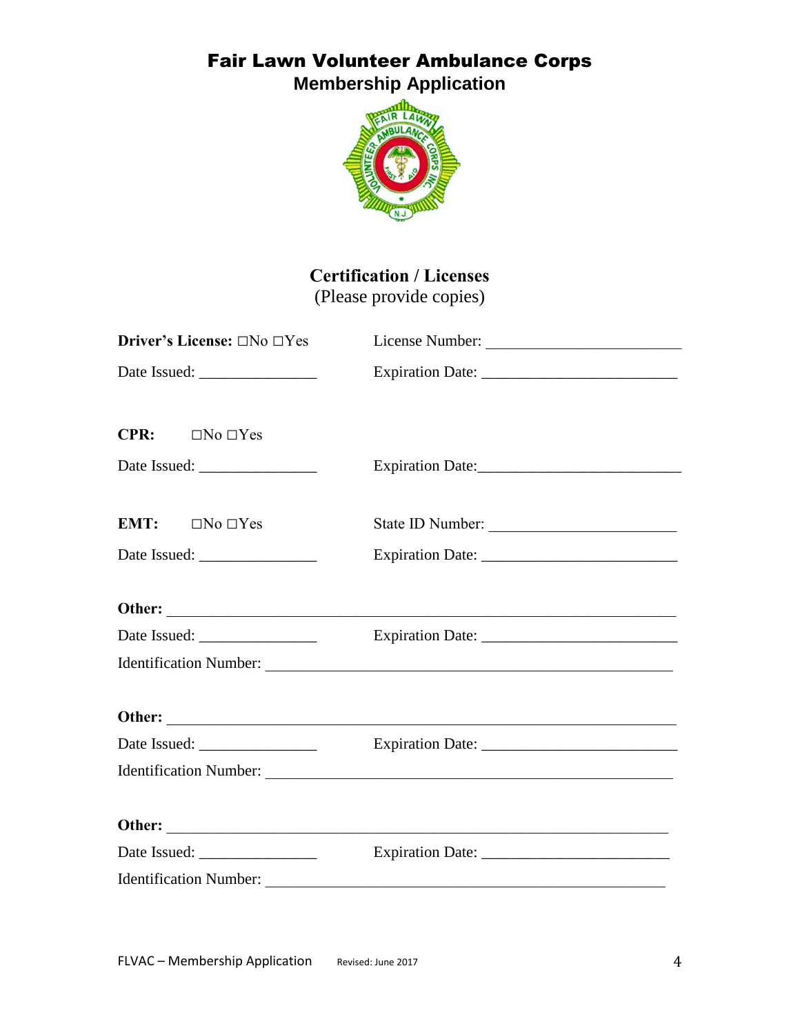# Fair Lawn Volunteer Ambulance Corps

## Membership Application

### Certification / Licenses

(Please provide copies)

**Driver's License:** ☐No ☐Yes License Number: ________________________

Date Issued: _______________ Expiration Date: ________________________

**CPR:** ☐No ☐Yes

Date Issued: _______________ Expiration Date: ________________________

**EMT:** ☐No ☐Yes State ID Number: ________________________

Date Issued: _______________ Expiration Date: ________________________

**Other:** ____________________________________________________________

Date Issued: _______________ Expiration Date: ________________________

Identification Number: ______________________________________________

**Other:** ____________________________________________________________

Date Issued: _______________ Expiration Date: ________________________

Identification Number: ______________________________________________

**Other:** ____________________________________________________________

Date Issued: _______________ Expiration Date: ________________________

Identification Number: ______________________________________________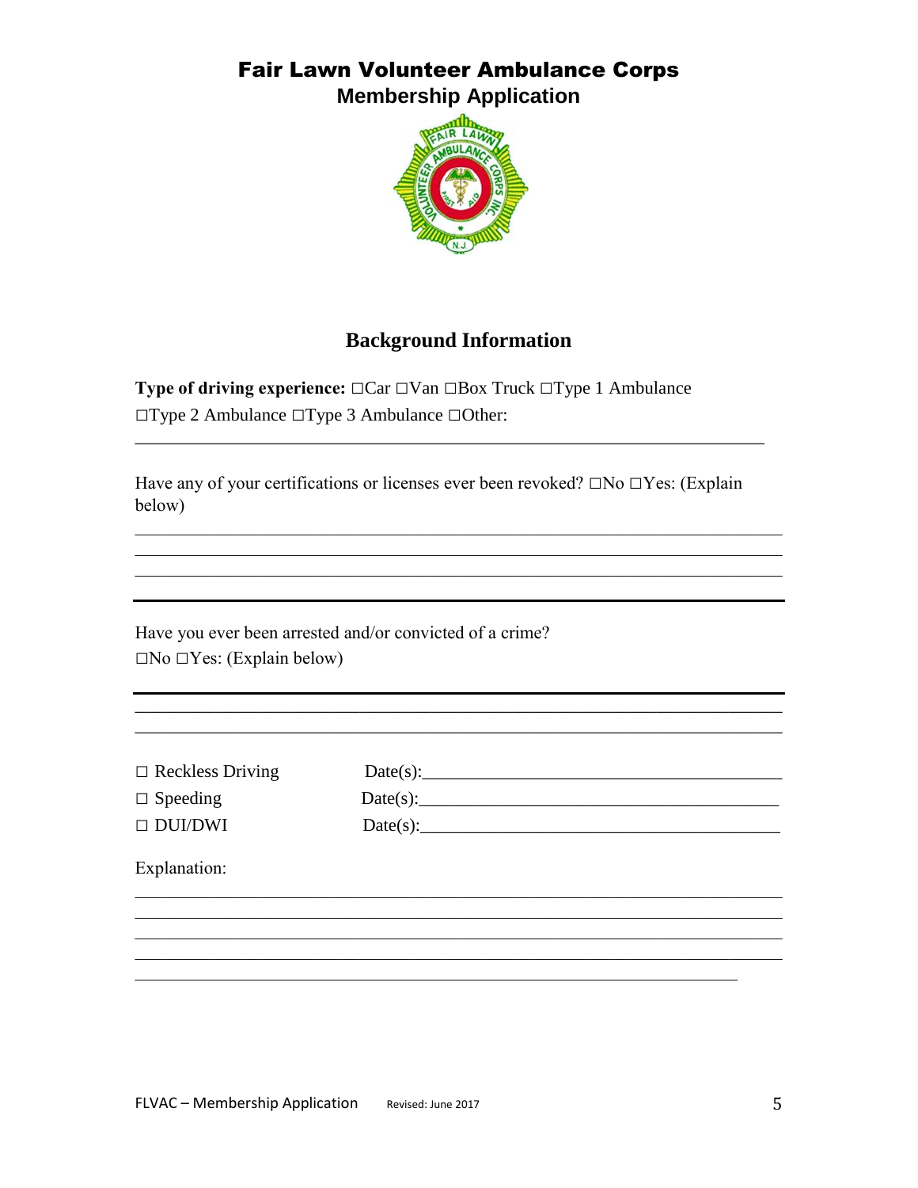# Fair Lawn Volunteer Ambulance Corps

## Membership Application

### Background Information

**Type of driving experience:** ☐Car ☐Van ☐Box Truck ☐Type 1 Ambulance ☐Type 2 Ambulance ☐Type 3 Ambulance ☐Other:

______________________________________________________________________

Have any of your certifications or licenses ever been revoked? ☐No ☐Yes: (Explain below)

______________________________________________________________________

______________________________________________________________________

______________________________________________________________________

---

Have you ever been arrested and/or convicted of a crime?

☐No ☐Yes: (Explain below)

---

______________________________________________________________________

______________________________________________________________________

☐ Reckless Driving Date(s):________________________________________

☐ Speeding Date(s):________________________________________

☐ DUI/DWI Date(s):________________________________________

Explanation:

______________________________________________________________________

______________________________________________________________________

______________________________________________________________________

______________________________________________________________________

______________________________________________________________________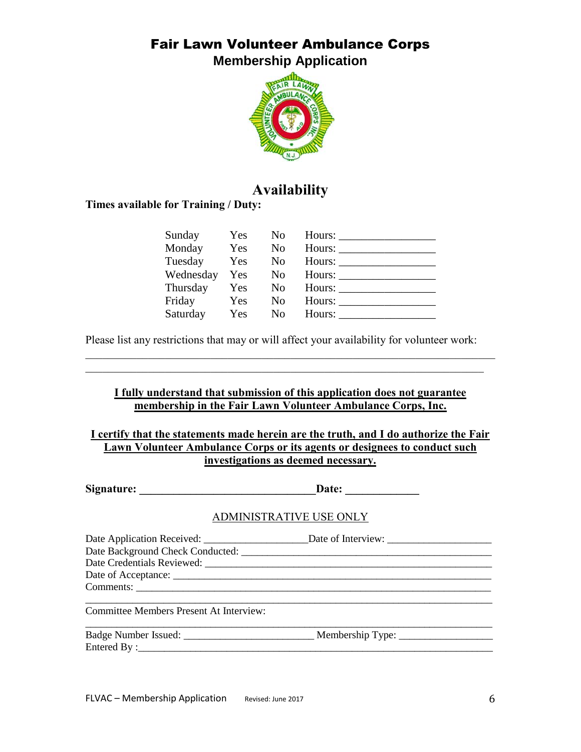# Fair Lawn Volunteer Ambulance Corps
## Membership Application

## Availability

**Times available for Training / Duty:**

| | | | |
|---|---|---|---|
| Sunday | Yes | No | Hours: _________________ |
| Monday | Yes | No | Hours: _________________ |
| Tuesday | Yes | No | Hours: _________________ |
| Wednesday | Yes | No | Hours: _________________ |
| Thursday | Yes | No | Hours: _________________ |
| Friday | Yes | No | Hours: _________________ |
| Saturday | Yes | No | Hours: _________________ |

Please list any restrictions that may or will affect your availability for volunteer work:

___________________________________________________________________________

_________________________________________________________________________

**I fully understand that submission of this application does not guarantee membership in the Fair Lawn Volunteer Ambulance Corps, Inc.**

**I certify that the statements made herein are the truth, and I do authorize the Fair Lawn Volunteer Ambulance Corps or its agents or designees to conduct such investigations as deemed necessary.**

**Signature: _______________________________Date: _____________**

ADMINISTRATIVE USE ONLY

Date Application Received: ___________________Date of Interview: ___________________

Date Background Check Conducted: _______________________________________________

Date Credentials Reviewed: _____________________________________________________

Date of Acceptance: _________________________________________________________

Comments: _____________________________________________________________

___________________________________________________________________________

Committee Members Present At Interview:

___________________________________________________________________________

Badge Number Issued: ________________________ Membership Type: _________________

Entered By :_____________________________________________________________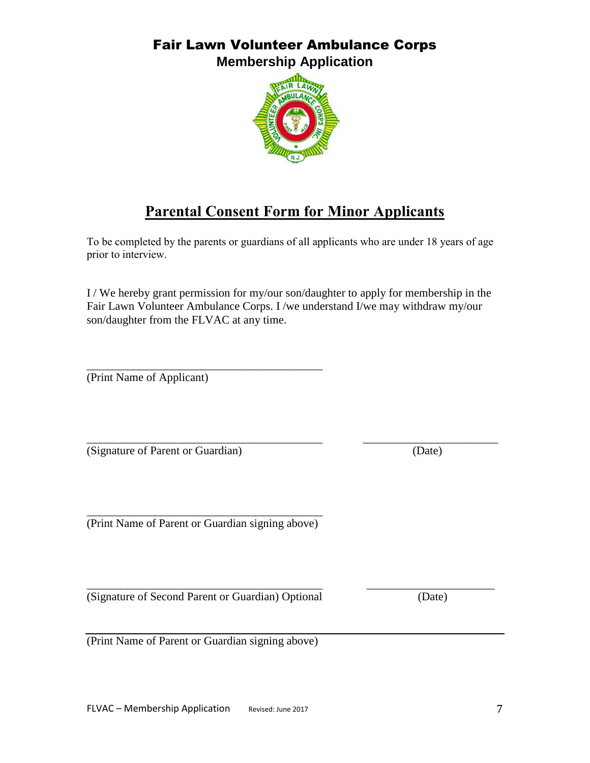# Fair Lawn Volunteer Ambulance Corps

**Membership Application**

## Parental Consent Form for Minor Applicants

To be completed by the parents or guardians of all applicants who are under 18 years of age prior to interview.

I / We hereby grant permission for my/our son/daughter to apply for membership in the Fair Lawn Volunteer Ambulance Corps. I /we understand I/we may withdraw my/our son/daughter from the FLVAC at any time.

\_\_\_\_\_\_\_\_\_\_\_\_\_\_\_\_\_\_\_\_\_\_\_\_\_\_\_\_\_\_\_\_\_\_\_\_\_\_\_\_\_\_
(Print Name of Applicant)

\_\_\_\_\_\_\_\_\_\_\_\_\_\_\_\_\_\_\_\_\_\_\_\_\_\_\_\_\_\_\_\_\_\_\_\_\_\_\_\_\_\_ \_\_\_\_\_\_\_\_\_\_\_\_\_\_\_\_\_\_\_\_\_\_\_\_
(Signature of Parent or Guardian) (Date)

\_\_\_\_\_\_\_\_\_\_\_\_\_\_\_\_\_\_\_\_\_\_\_\_\_\_\_\_\_\_\_\_\_\_\_\_\_\_\_\_\_\_
(Print Name of Parent or Guardian signing above)

\_\_\_\_\_\_\_\_\_\_\_\_\_\_\_\_\_\_\_\_\_\_\_\_\_\_\_\_\_\_\_\_\_\_\_\_\_\_\_\_\_\_ \_\_\_\_\_\_\_\_\_\_\_\_\_\_\_\_\_\_\_\_\_\_\_\_
(Signature of Second Parent or Guardian) Optional (Date)

\_\_\_\_\_\_\_\_\_\_\_\_\_\_\_\_\_\_\_\_\_\_\_\_\_\_\_\_\_\_\_\_\_\_\_\_\_\_\_\_\_\_
(Print Name of Parent or Guardian signing above)